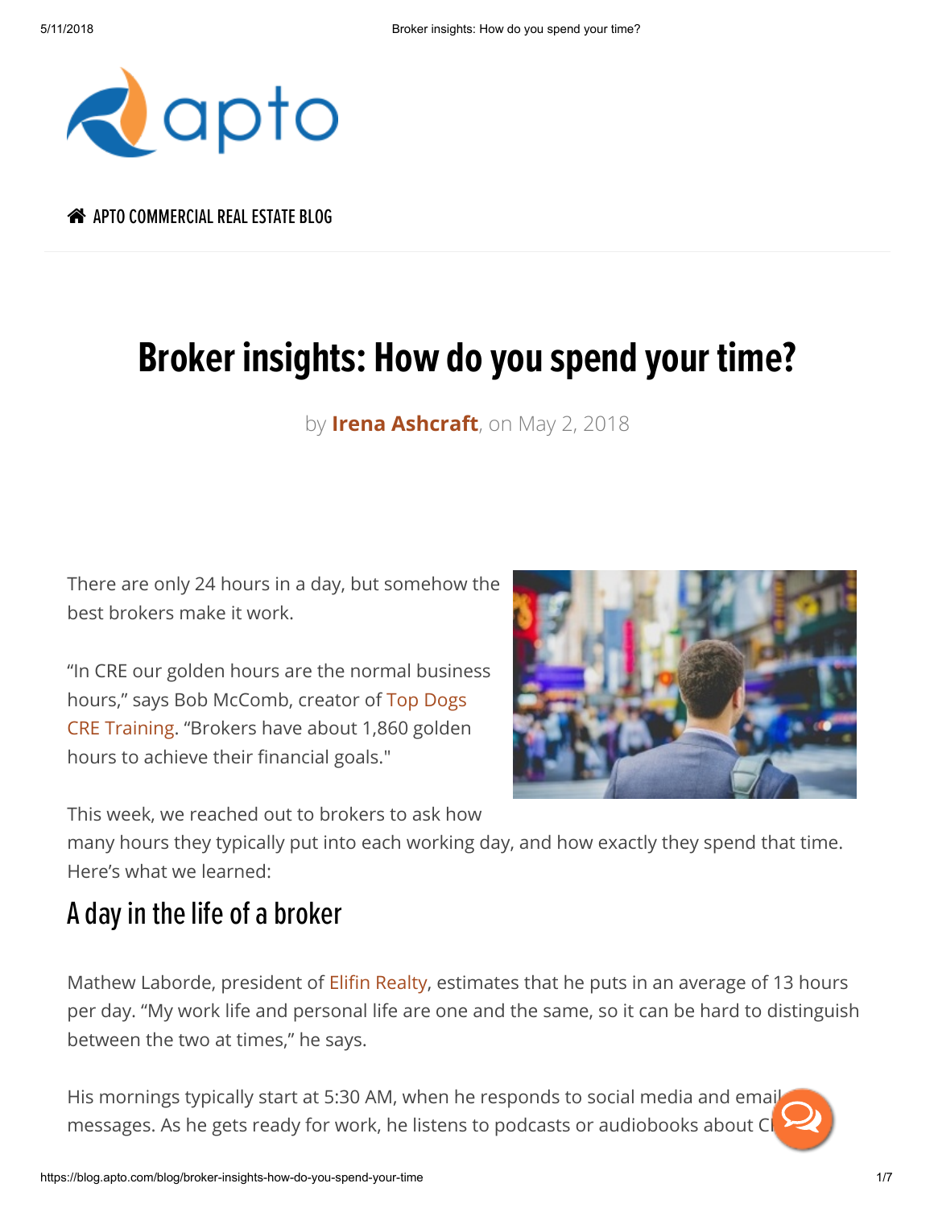APTO COMMERCIAL REAL ESTATE BLOG

# Broker insights: How do you spend your time?

by **Irena Ashcraft**, on May 2, 2018

There are only 24 hours in a day, but somehow the best brokers make it work.

"In CRE our golden hours are the normal business hours," says Bob McComb, creator of Top Dogs CRE Training. "Brokers have about 1,860 golden hours to achieve their financial goals."

This week, we reached out to brokers to ask how many hours they typically put into each working day, and how exactly they spend that time. Here's what we learned:

## A day in the life of a broker

Mathew Laborde, president of Elifin Realty, estimates that he puts in an average of 13 hours per day. "My work life and personal life are one and the same, so it can be hard to distinguish between the two at times," he says.

His mornings typically start at 5:30 AM, when he responds to social media and email messages. As he gets ready for work, he listens to podcasts or audiobooks about C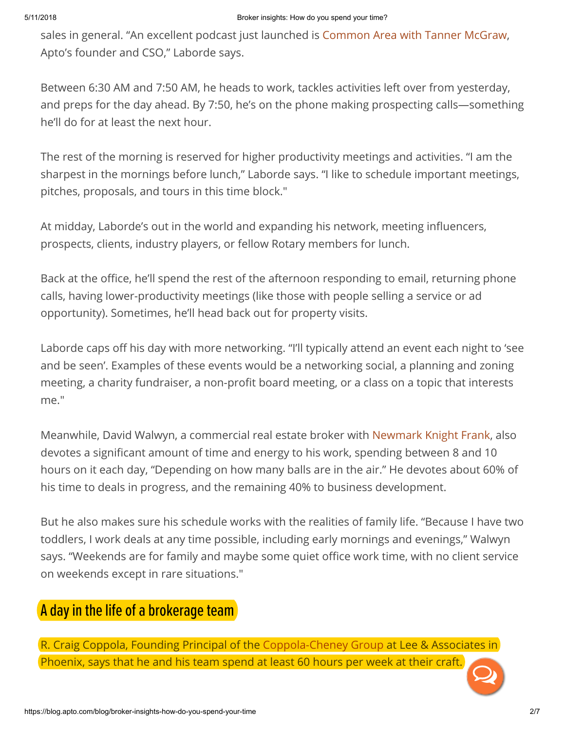sales in general. "An excellent podcast just launched is Common Area with Tanner McGraw, Apto's founder and CSO," Laborde says.

Between 6:30 AM and 7:50 AM, he heads to work, tackles activities left over from yesterday, and preps for the day ahead. By 7:50, he's on the phone making prospecting calls—something he'll do for at least the next hour.

The rest of the morning is reserved for higher productivity meetings and activities. "I am the sharpest in the mornings before lunch," Laborde says. "I like to schedule important meetings, pitches, proposals, and tours in this time block."

At midday, Laborde's out in the world and expanding his network, meeting influencers, prospects, clients, industry players, or fellow Rotary members for lunch.

Back at the office, he'll spend the rest of the afternoon responding to email, returning phone calls, having lower-productivity meetings (like those with people selling a service or ad opportunity). Sometimes, he'll head back out for property visits.

Laborde caps off his day with more networking. "I'll typically attend an event each night to 'see and be seen'. Examples of these events would be a networking social, a planning and zoning meeting, a charity fundraiser, a non-profit board meeting, or a class on a topic that interests me."

Meanwhile, David Walwyn, a commercial real estate broker with Newmark Knight Frank, also devotes a significant amount of time and energy to his work, spending between 8 and 10 hours on it each day, "Depending on how many balls are in the air." He devotes about 60% of his time to deals in progress, and the remaining 40% to business development.

But he also makes sure his schedule works with the realities of family life. "Because I have two toddlers, I work deals at any time possible, including early mornings and evenings," Walwyn says. "Weekends are for family and maybe some quiet office work time, with no client service on weekends except in rare situations."

## A day in the life of a brokerage team

R. Craig Coppola, Founding Principal of the Coppola-Cheney Group at Lee & Associates in Phoenix, says that he and his team spend at least 60 hours per week at their craft.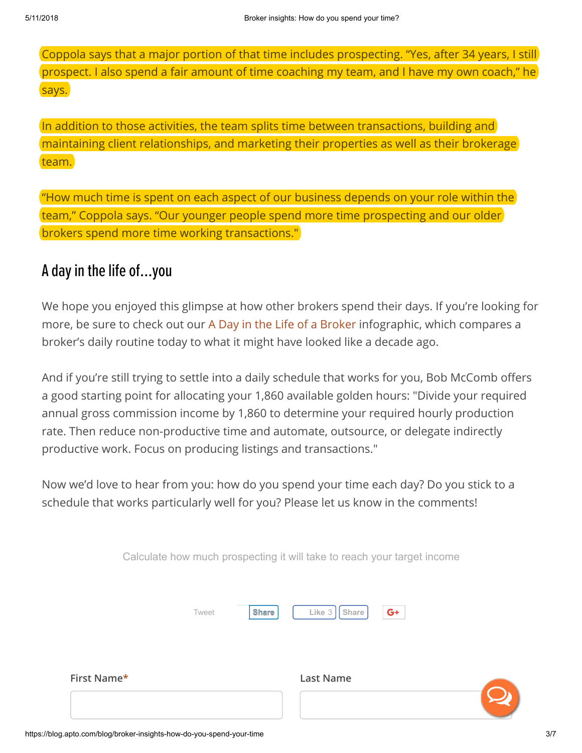Coppola says that a major portion of that time includes prospecting. "Yes, after 34 years, I still prospect. I also spend a fair amount of time coaching my team, and I have my own coach," he says.

In addition to those activities, the team splits time between transactions, building and maintaining client relationships, and marketing their properties as well as their brokerage team.

"How much time is spent on each aspect of our business depends on your role within the team," Coppola says. "Our younger people spend more time prospecting and our older brokers spend more time working transactions."

## A day in the life of...you

We hope you enjoyed this glimpse at how other brokers spend their days. If you're looking for more, be sure to check out our A Day in the Life of a Broker infographic, which compares a broker's daily routine today to what it might have looked like a decade ago.

And if you're still trying to settle into a daily schedule that works for you, Bob McComb offers a good starting point for allocating your 1,860 available golden hours: "Divide your required annual gross commission income by 1,860 to determine your required hourly production rate. Then reduce non-productive time and automate, outsource, or delegate indirectly productive work. Focus on producing listings and transactions."

Now we'd love to hear from you: how do you spend your time each day? Do you stick to a schedule that works particularly well for you? Please let us know in the comments!

Calculate how much prospecting it will take to reach your target income

Tweet Share Like 3 Share G+

First Name*

Last Name